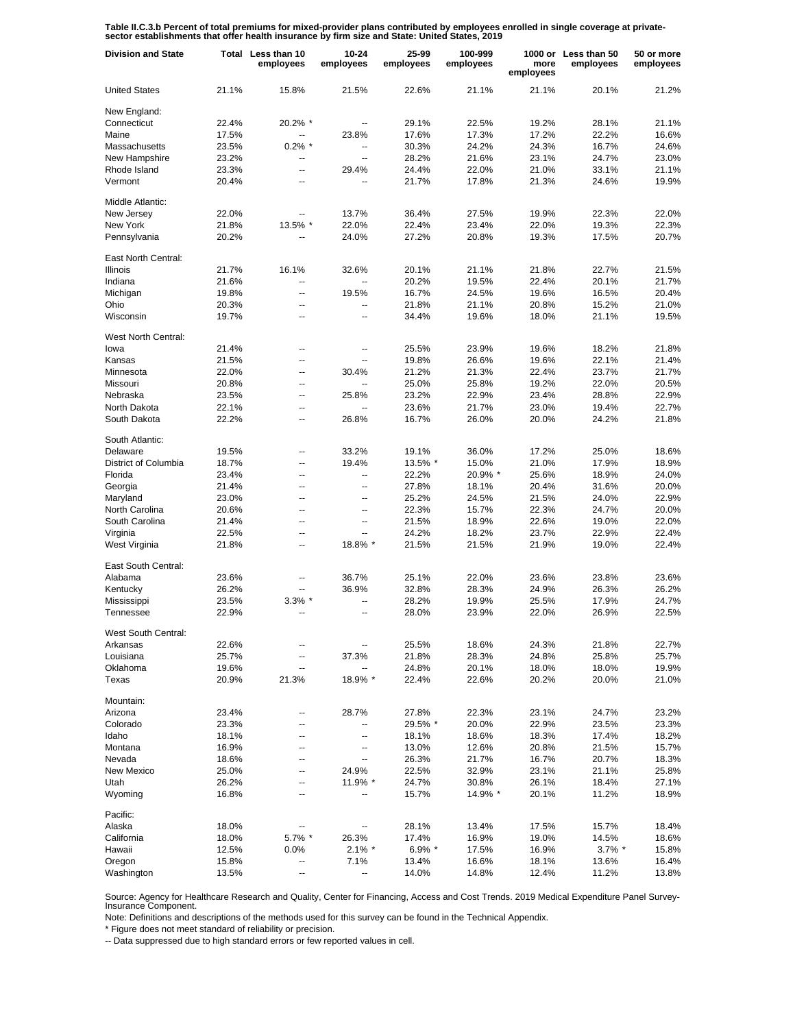**Table II.C.3.b Percent of total premiums for mixed-provider plans contributed by employees enrolled in single coverage at private-sector establishments that offer health insurance by firm size and State: United States, 2019**

| Division and State | Total | Less than 10 employees | 10-24 employees | 25-99 employees | 100-999 employees | 1000 or more employees | Less than 50 employees | 50 or more employees |
|---|---|---|---|---|---|---|---|---|
| United States | 21.1% | 15.8% | 21.5% | 22.6% | 21.1% | 21.1% | 20.1% | 21.2% |
| New England: | | | | | | | | |
| Connecticut | 22.4% | 20.2% * | -- | 29.1% | 22.5% | 19.2% | 28.1% | 21.1% |
| Maine | 17.5% | -- | 23.8% | 17.6% | 17.3% | 17.2% | 22.2% | 16.6% |
| Massachusetts | 23.5% | 0.2% * | -- | 30.3% | 24.2% | 24.3% | 16.7% | 24.6% |
| New Hampshire | 23.2% | -- | -- | 28.2% | 21.6% | 23.1% | 24.7% | 23.0% |
| Rhode Island | 23.3% | -- | 29.4% | 24.4% | 22.0% | 21.0% | 33.1% | 21.1% |
| Vermont | 20.4% | -- | -- | 21.7% | 17.8% | 21.3% | 24.6% | 19.9% |
| Middle Atlantic: | | | | | | | | |
| New Jersey | 22.0% | -- | 13.7% | 36.4% | 27.5% | 19.9% | 22.3% | 22.0% |
| New York | 21.8% | 13.5% * | 22.0% | 22.4% | 23.4% | 22.0% | 19.3% | 22.3% |
| Pennsylvania | 20.2% | -- | 24.0% | 27.2% | 20.8% | 19.3% | 17.5% | 20.7% |
| East North Central: | | | | | | | | |
| Illinois | 21.7% | 16.1% | 32.6% | 20.1% | 21.1% | 21.8% | 22.7% | 21.5% |
| Indiana | 21.6% | -- | -- | 20.2% | 19.5% | 22.4% | 20.1% | 21.7% |
| Michigan | 19.8% | -- | 19.5% | 16.7% | 24.5% | 19.6% | 16.5% | 20.4% |
| Ohio | 20.3% | -- | -- | 21.8% | 21.1% | 20.8% | 15.2% | 21.0% |
| Wisconsin | 19.7% | -- | -- | 34.4% | 19.6% | 18.0% | 21.1% | 19.5% |
| West North Central: | | | | | | | | |
| Iowa | 21.4% | -- | -- | 25.5% | 23.9% | 19.6% | 18.2% | 21.8% |
| Kansas | 21.5% | -- | -- | 19.8% | 26.6% | 19.6% | 22.1% | 21.4% |
| Minnesota | 22.0% | -- | 30.4% | 21.2% | 21.3% | 22.4% | 23.7% | 21.7% |
| Missouri | 20.8% | -- | -- | 25.0% | 25.8% | 19.2% | 22.0% | 20.5% |
| Nebraska | 23.5% | -- | 25.8% | 23.2% | 22.9% | 23.4% | 28.8% | 22.9% |
| North Dakota | 22.1% | -- | -- | 23.6% | 21.7% | 23.0% | 19.4% | 22.7% |
| South Dakota | 22.2% | -- | 26.8% | 16.7% | 26.0% | 20.0% | 24.2% | 21.8% |
| South Atlantic: | | | | | | | | |
| Delaware | 19.5% | -- | 33.2% | 19.1% | 36.0% | 17.2% | 25.0% | 18.6% |
| District of Columbia | 18.7% | -- | 19.4% | 13.5% * | 15.0% | 21.0% | 17.9% | 18.9% |
| Florida | 23.4% | -- | -- | 22.2% | 20.9% * | 25.6% | 18.9% | 24.0% |
| Georgia | 21.4% | -- | -- | 27.8% | 18.1% | 20.4% | 31.6% | 20.0% |
| Maryland | 23.0% | -- | -- | 25.2% | 24.5% | 21.5% | 24.0% | 22.9% |
| North Carolina | 20.6% | -- | -- | 22.3% | 15.7% | 22.3% | 24.7% | 20.0% |
| South Carolina | 21.4% | -- | -- | 21.5% | 18.9% | 22.6% | 19.0% | 22.0% |
| Virginia | 22.5% | -- | -- | 24.2% | 18.2% | 23.7% | 22.9% | 22.4% |
| West Virginia | 21.8% | -- | 18.8% * | 21.5% | 21.5% | 21.9% | 19.0% | 22.4% |
| East South Central: | | | | | | | | |
| Alabama | 23.6% | -- | 36.7% | 25.1% | 22.0% | 23.6% | 23.8% | 23.6% |
| Kentucky | 26.2% | -- | 36.9% | 32.8% | 28.3% | 24.9% | 26.3% | 26.2% |
| Mississippi | 23.5% | 3.3% * | -- | 28.2% | 19.9% | 25.5% | 17.9% | 24.7% |
| Tennessee | 22.9% | -- | -- | 28.0% | 23.9% | 22.0% | 26.9% | 22.5% |
| West South Central: | | | | | | | | |
| Arkansas | 22.6% | -- | -- | 25.5% | 18.6% | 24.3% | 21.8% | 22.7% |
| Louisiana | 25.7% | -- | 37.3% | 21.8% | 28.3% | 24.8% | 25.8% | 25.7% |
| Oklahoma | 19.6% | -- | -- | 24.8% | 20.1% | 18.0% | 18.0% | 19.9% |
| Texas | 20.9% | 21.3% | 18.9% * | 22.4% | 22.6% | 20.2% | 20.0% | 21.0% |
| Mountain: | | | | | | | | |
| Arizona | 23.4% | -- | 28.7% | 27.8% | 22.3% | 23.1% | 24.7% | 23.2% |
| Colorado | 23.3% | -- | -- | 29.5% * | 20.0% | 22.9% | 23.5% | 23.3% |
| Idaho | 18.1% | -- | -- | 18.1% | 18.6% | 18.3% | 17.4% | 18.2% |
| Montana | 16.9% | -- | -- | 13.0% | 12.6% | 20.8% | 21.5% | 15.7% |
| Nevada | 18.6% | -- | -- | 26.3% | 21.7% | 16.7% | 20.7% | 18.3% |
| New Mexico | 25.0% | -- | 24.9% | 22.5% | 32.9% | 23.1% | 21.1% | 25.8% |
| Utah | 26.2% | -- | 11.9% * | 24.7% | 30.8% | 26.1% | 18.4% | 27.1% |
| Wyoming | 16.8% | -- | -- | 15.7% | 14.9% * | 20.1% | 11.2% | 18.9% |
| Pacific: | | | | | | | | |
| Alaska | 18.0% | -- | -- | 28.1% | 13.4% | 17.5% | 15.7% | 18.4% |
| California | 18.0% | 5.7% * | 26.3% | 17.4% | 16.9% | 19.0% | 14.5% | 18.6% |
| Hawaii | 12.5% | 0.0% | 2.1% * | 6.9% * | 17.5% | 16.9% | 3.7% * | 15.8% |
| Oregon | 15.8% | -- | 7.1% | 13.4% | 16.6% | 18.1% | 13.6% | 16.4% |
| Washington | 13.5% | -- | -- | 14.0% | 14.8% | 12.4% | 11.2% | 13.8% |

Source: Agency for Healthcare Research and Quality, Center for Financing, Access and Cost Trends. 2019 Medical Expenditure Panel Survey-Insurance Component.

Note: Definitions and descriptions of the methods used for this survey can be found in the Technical Appendix.

* Figure does not meet standard of reliability or precision.

-- Data suppressed due to high standard errors or few reported values in cell.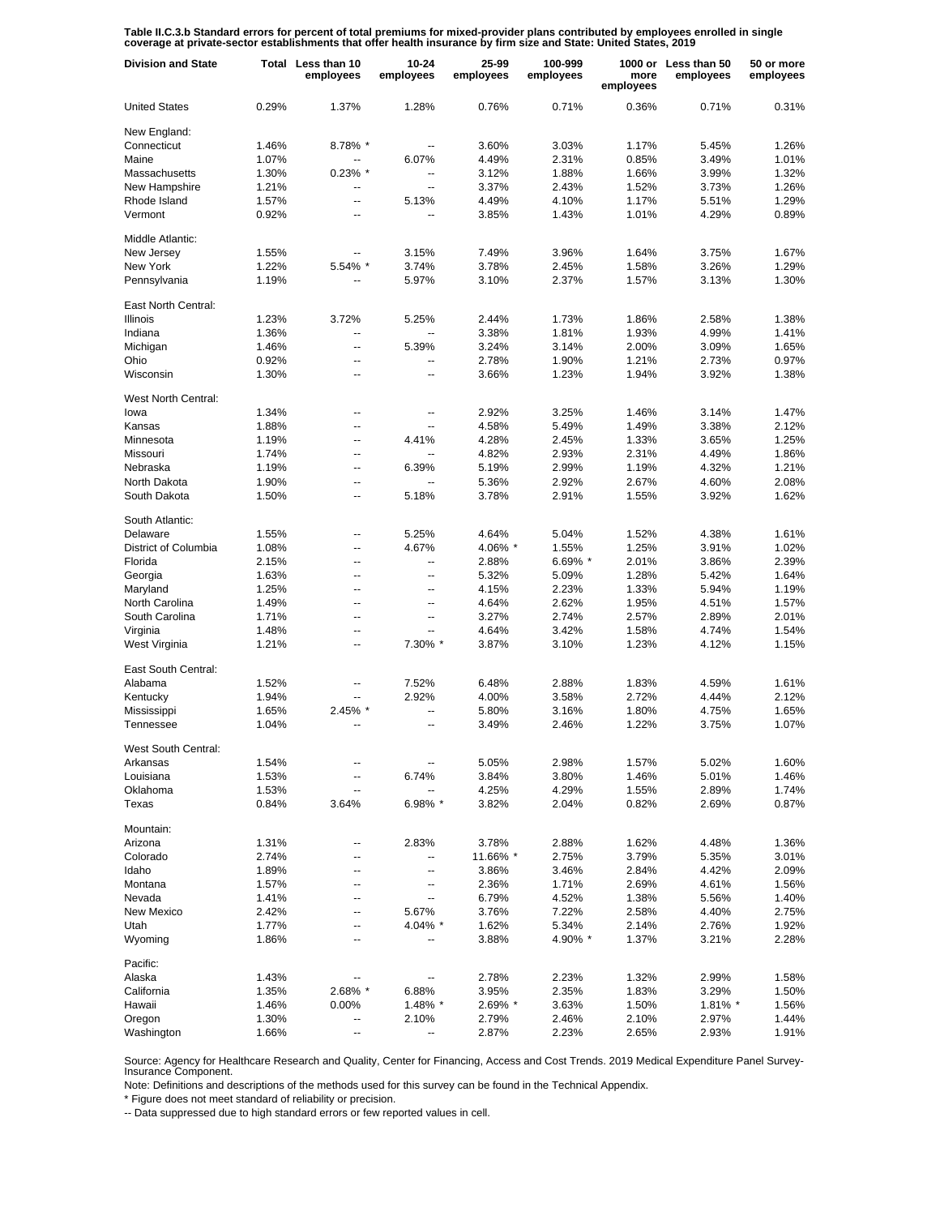**Table II.C.3.b Standard errors for percent of total premiums for mixed-provider plans contributed by employees enrolled in single coverage at private-sector establishments that offer health insurance by firm size and State: United States, 2019**

| Division and State | Total | Less than 10 employees | 10-24 employees | 25-99 employees | 100-999 employees | 1000 or more employees | Less than 50 employees | 50 or more employees |
|---|---|---|---|---|---|---|---|---|
| United States | 0.29% | 1.37% | 1.28% | 0.76% | 0.71% | 0.36% | 0.71% | 0.31% |
| New England: | | | | | | | | |
| Connecticut | 1.46% | 8.78% * | -- | 3.60% | 3.03% | 1.17% | 5.45% | 1.26% |
| Maine | 1.07% | -- | 6.07% | 4.49% | 2.31% | 0.85% | 3.49% | 1.01% |
| Massachusetts | 1.30% | 0.23% * | -- | 3.12% | 1.88% | 1.66% | 3.99% | 1.32% |
| New Hampshire | 1.21% | -- | -- | 3.37% | 2.43% | 1.52% | 3.73% | 1.26% |
| Rhode Island | 1.57% | -- | 5.13% | 4.49% | 4.10% | 1.17% | 5.51% | 1.29% |
| Vermont | 0.92% | -- | -- | 3.85% | 1.43% | 1.01% | 4.29% | 0.89% |
| Middle Atlantic: | | | | | | | | |
| New Jersey | 1.55% | -- | 3.15% | 7.49% | 3.96% | 1.64% | 3.75% | 1.67% |
| New York | 1.22% | 5.54% * | 3.74% | 3.78% | 2.45% | 1.58% | 3.26% | 1.29% |
| Pennsylvania | 1.19% | -- | 5.97% | 3.10% | 2.37% | 1.57% | 3.13% | 1.30% |
| East North Central: | | | | | | | | |
| Illinois | 1.23% | 3.72% | 5.25% | 2.44% | 1.73% | 1.86% | 2.58% | 1.38% |
| Indiana | 1.36% | -- | -- | 3.38% | 1.81% | 1.93% | 4.99% | 1.41% |
| Michigan | 1.46% | -- | 5.39% | 3.24% | 3.14% | 2.00% | 3.09% | 1.65% |
| Ohio | 0.92% | -- | -- | 2.78% | 1.90% | 1.21% | 2.73% | 0.97% |
| Wisconsin | 1.30% | -- | -- | 3.66% | 1.23% | 1.94% | 3.92% | 1.38% |
| West North Central: | | | | | | | | |
| Iowa | 1.34% | -- | -- | 2.92% | 3.25% | 1.46% | 3.14% | 1.47% |
| Kansas | 1.88% | -- | -- | 4.58% | 5.49% | 1.49% | 3.38% | 2.12% |
| Minnesota | 1.19% | -- | 4.41% | 4.28% | 2.45% | 1.33% | 3.65% | 1.25% |
| Missouri | 1.74% | -- | -- | 4.82% | 2.93% | 2.31% | 4.49% | 1.86% |
| Nebraska | 1.19% | -- | 6.39% | 5.19% | 2.99% | 1.19% | 4.32% | 1.21% |
| North Dakota | 1.90% | -- | -- | 5.36% | 2.92% | 2.67% | 4.60% | 2.08% |
| South Dakota | 1.50% | -- | 5.18% | 3.78% | 2.91% | 1.55% | 3.92% | 1.62% |
| South Atlantic: | | | | | | | | |
| Delaware | 1.55% | -- | 5.25% | 4.64% | 5.04% | 1.52% | 4.38% | 1.61% |
| District of Columbia | 1.08% | -- | 4.67% | 4.06% * | 1.55% | 1.25% | 3.91% | 1.02% |
| Florida | 2.15% | -- | -- | 2.88% | 6.69% * | 2.01% | 3.86% | 2.39% |
| Georgia | 1.63% | -- | -- | 5.32% | 5.09% | 1.28% | 5.42% | 1.64% |
| Maryland | 1.25% | -- | -- | 4.15% | 2.23% | 1.33% | 5.94% | 1.19% |
| North Carolina | 1.49% | -- | -- | 4.64% | 2.62% | 1.95% | 4.51% | 1.57% |
| South Carolina | 1.71% | -- | -- | 3.27% | 2.74% | 2.57% | 2.89% | 2.01% |
| Virginia | 1.48% | -- | -- | 4.64% | 3.42% | 1.58% | 4.74% | 1.54% |
| West Virginia | 1.21% | -- | 7.30% * | 3.87% | 3.10% | 1.23% | 4.12% | 1.15% |
| East South Central: | | | | | | | | |
| Alabama | 1.52% | -- | 7.52% | 6.48% | 2.88% | 1.83% | 4.59% | 1.61% |
| Kentucky | 1.94% | -- | 2.92% | 4.00% | 3.58% | 2.72% | 4.44% | 2.12% |
| Mississippi | 1.65% | 2.45% * | -- | 5.80% | 3.16% | 1.80% | 4.75% | 1.65% |
| Tennessee | 1.04% | -- | -- | 3.49% | 2.46% | 1.22% | 3.75% | 1.07% |
| West South Central: | | | | | | | | |
| Arkansas | 1.54% | -- | -- | 5.05% | 2.98% | 1.57% | 5.02% | 1.60% |
| Louisiana | 1.53% | -- | 6.74% | 3.84% | 3.80% | 1.46% | 5.01% | 1.46% |
| Oklahoma | 1.53% | -- | -- | 4.25% | 4.29% | 1.55% | 2.89% | 1.74% |
| Texas | 0.84% | 3.64% | 6.98% * | 3.82% | 2.04% | 0.82% | 2.69% | 0.87% |
| Mountain: | | | | | | | | |
| Arizona | 1.31% | -- | 2.83% | 3.78% | 2.88% | 1.62% | 4.48% | 1.36% |
| Colorado | 2.74% | -- | -- | 11.66% * | 2.75% | 3.79% | 5.35% | 3.01% |
| Idaho | 1.89% | -- | -- | 3.86% | 3.46% | 2.84% | 4.42% | 2.09% |
| Montana | 1.57% | -- | -- | 2.36% | 1.71% | 2.69% | 4.61% | 1.56% |
| Nevada | 1.41% | -- | -- | 6.79% | 4.52% | 1.38% | 5.56% | 1.40% |
| New Mexico | 2.42% | -- | 5.67% | 3.76% | 7.22% | 2.58% | 4.40% | 2.75% |
| Utah | 1.77% | -- | 4.04% * | 1.62% | 5.34% | 2.14% | 2.76% | 1.92% |
| Wyoming | 1.86% | -- | -- | 3.88% | 4.90% * | 1.37% | 3.21% | 2.28% |
| Pacific: | | | | | | | | |
| Alaska | 1.43% | -- | -- | 2.78% | 2.23% | 1.32% | 2.99% | 1.58% |
| California | 1.35% | 2.68% * | 6.88% | 3.95% | 2.35% | 1.83% | 3.29% | 1.50% |
| Hawaii | 1.46% | 0.00% | 1.48% * | 2.69% * | 3.63% | 1.50% | 1.81% * | 1.56% |
| Oregon | 1.30% | -- | 2.10% | 2.79% | 2.46% | 2.10% | 2.97% | 1.44% |
| Washington | 1.66% | -- | -- | 2.87% | 2.23% | 2.65% | 2.93% | 1.91% |

Source: Agency for Healthcare Research and Quality, Center for Financing, Access and Cost Trends. 2019 Medical Expenditure Panel Survey-Insurance Component.

Note: Definitions and descriptions of the methods used for this survey can be found in the Technical Appendix.

* Figure does not meet standard of reliability or precision.

-- Data suppressed due to high standard errors or few reported values in cell.